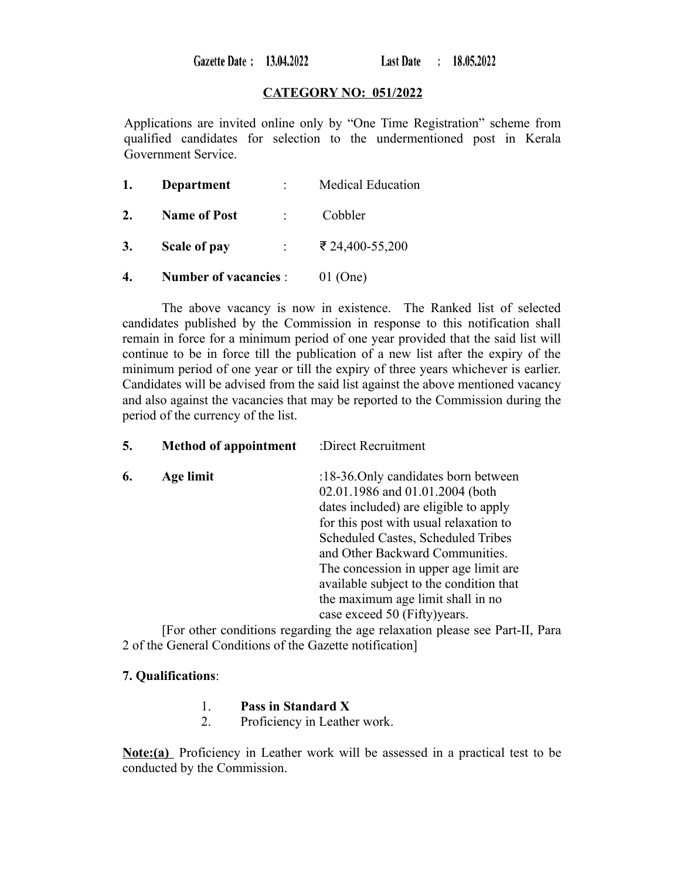Gazette Date : 13.04.2022 Last Date : 18.05.2022

## CATEGORY NO: 051/2022

Applications are invited online only by "One Time Registration" scheme from qualified candidates for selection to the undermentioned post in Kerala Government Service.

1. **Department** : Medical Education

2. **Name of Post** : Cobbler

3. **Scale of pay** : ₹ 24,400-55,200

4. **Number of vacancies** : 01 (One)

The above vacancy is now in existence. The Ranked list of selected candidates published by the Commission in response to this notification shall remain in force for a minimum period of one year provided that the said list will continue to be in force till the publication of a new list after the expiry of the minimum period of one year or till the expiry of three years whichever is earlier. Candidates will be advised from the said list against the above mentioned vacancy and also against the vacancies that may be reported to the Commission during the period of the currency of the list.

5. **Method of appointment** :Direct Recruitment

6. **Age limit** :18-36.Only candidates born between 02.01.1986 and 01.01.2004 (both dates included) are eligible to apply for this post with usual relaxation to Scheduled Castes, Scheduled Tribes and Other Backward Communities. The concession in upper age limit are available subject to the condition that the maximum age limit shall in no case exceed 50 (Fifty)years.

[For other conditions regarding the age relaxation please see Part-II, Para 2 of the General Conditions of the Gazette notification]

**7. Qualifications**:

1. **Pass in Standard X**
2. Proficiency in Leather work.

**Note:(a)** Proficiency in Leather work will be assessed in a practical test to be conducted by the Commission.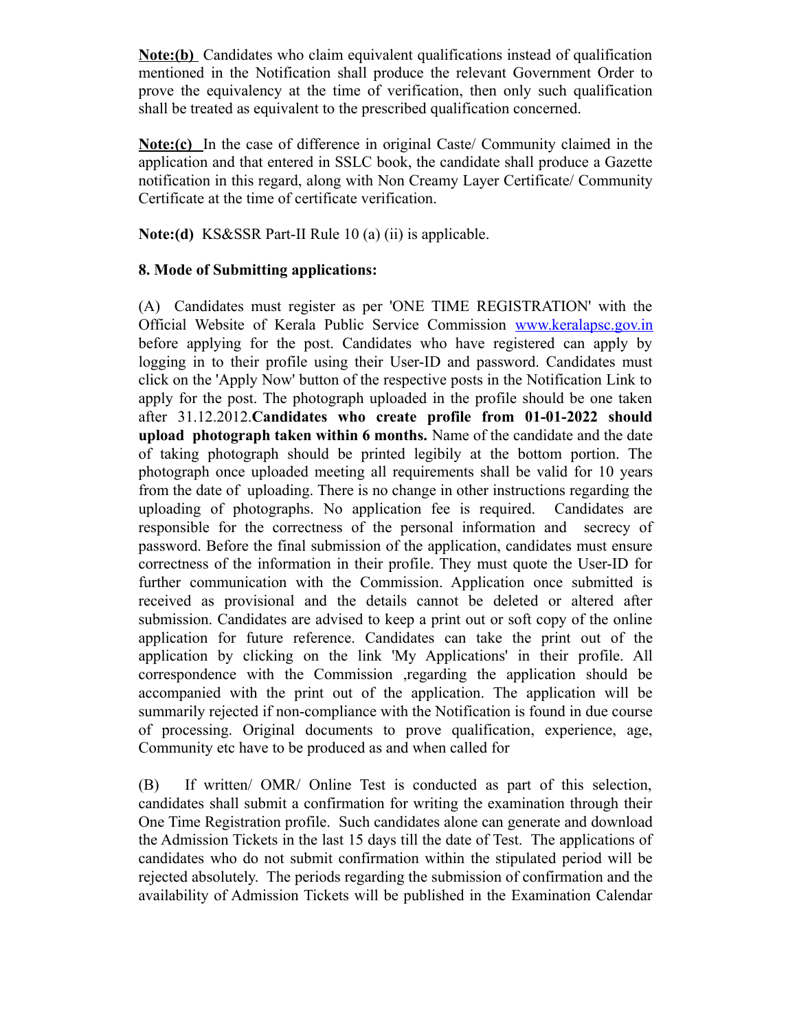**Note:(b)** Candidates who claim equivalent qualifications instead of qualification mentioned in the Notification shall produce the relevant Government Order to prove the equivalency at the time of verification, then only such qualification shall be treated as equivalent to the prescribed qualification concerned.

**Note:(c)** In the case of difference in original Caste/ Community claimed in the application and that entered in SSLC book, the candidate shall produce a Gazette notification in this regard, along with Non Creamy Layer Certificate/ Community Certificate at the time of certificate verification.

**Note:(d)** KS&SSR Part-II Rule 10 (a) (ii) is applicable.

**8. Mode of Submitting applications:**

(A) Candidates must register as per 'ONE TIME REGISTRATION' with the Official Website of Kerala Public Service Commission www.keralapsc.gov.in before applying for the post. Candidates who have registered can apply by logging in to their profile using their User-ID and password. Candidates must click on the 'Apply Now' button of the respective posts in the Notification Link to apply for the post. The photograph uploaded in the profile should be one taken after 31.12.2012.**Candidates who create profile from 01-01-2022 should upload photograph taken within 6 months.** Name of the candidate and the date of taking photograph should be printed legibily at the bottom portion. The photograph once uploaded meeting all requirements shall be valid for 10 years from the date of uploading. There is no change in other instructions regarding the uploading of photographs. No application fee is required. Candidates are responsible for the correctness of the personal information and secrecy of password. Before the final submission of the application, candidates must ensure correctness of the information in their profile. They must quote the User-ID for further communication with the Commission. Application once submitted is received as provisional and the details cannot be deleted or altered after submission. Candidates are advised to keep a print out or soft copy of the online application for future reference. Candidates can take the print out of the application by clicking on the link 'My Applications' in their profile. All correspondence with the Commission ,regarding the application should be accompanied with the print out of the application. The application will be summarily rejected if non-compliance with the Notification is found in due course of processing. Original documents to prove qualification, experience, age, Community etc have to be produced as and when called for

(B) If written/ OMR/ Online Test is conducted as part of this selection, candidates shall submit a confirmation for writing the examination through their One Time Registration profile. Such candidates alone can generate and download the Admission Tickets in the last 15 days till the date of Test. The applications of candidates who do not submit confirmation within the stipulated period will be rejected absolutely. The periods regarding the submission of confirmation and the availability of Admission Tickets will be published in the Examination Calendar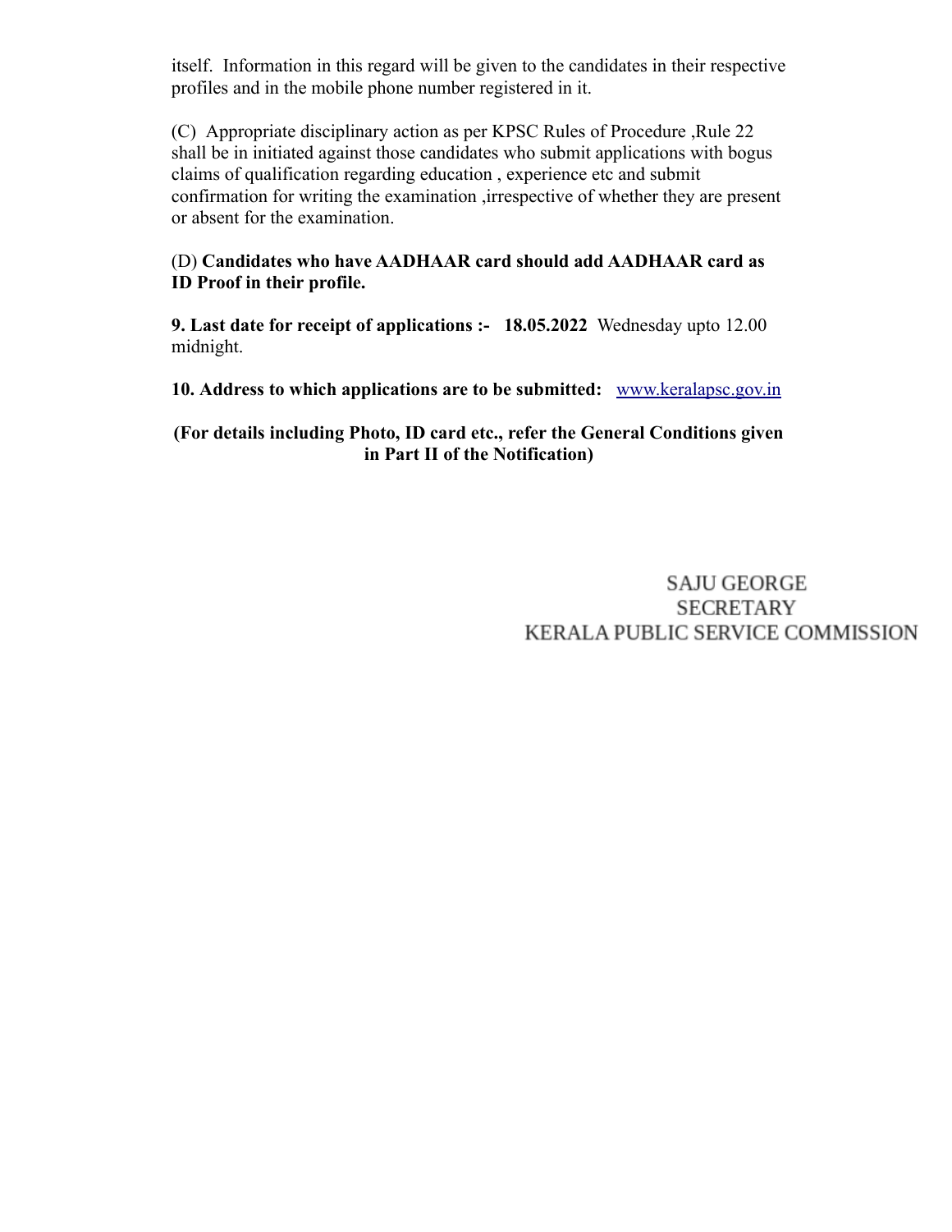itself. Information in this regard will be given to the candidates in their respective profiles and in the mobile phone number registered in it.

(C) Appropriate disciplinary action as per KPSC Rules of Procedure ,Rule 22 shall be in initiated against those candidates who submit applications with bogus claims of qualification regarding education , experience etc and submit confirmation for writing the examination ,irrespective of whether they are present or absent for the examination.

(D) **Candidates who have AADHAAR card should add AADHAAR card as ID Proof in their profile.**

**9. Last date for receipt of applications :- 18.05.2022** Wednesday upto 12.00 midnight.

**10. Address to which applications are to be submitted:** [www.keralapsc.gov.in](http://www.keralapsc.gov.in)

**(For details including Photo, ID card etc., refer the General Conditions given in Part II of the Notification)**

SAJU GEORGE
SECRETARY
KERALA PUBLIC SERVICE COMMISSION